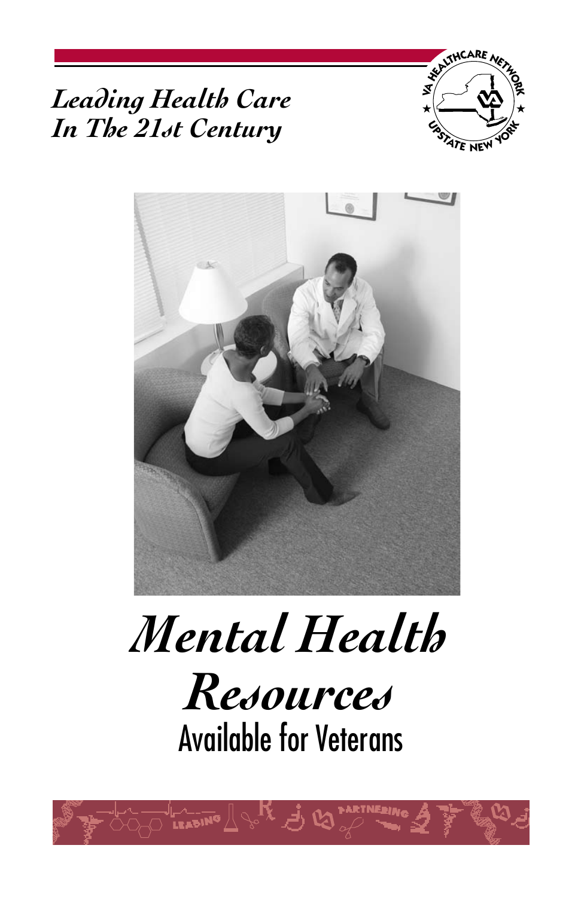*Leading Health Care*
*In The 21st Century*

# *Mental Health Resources*

## Available for Veterans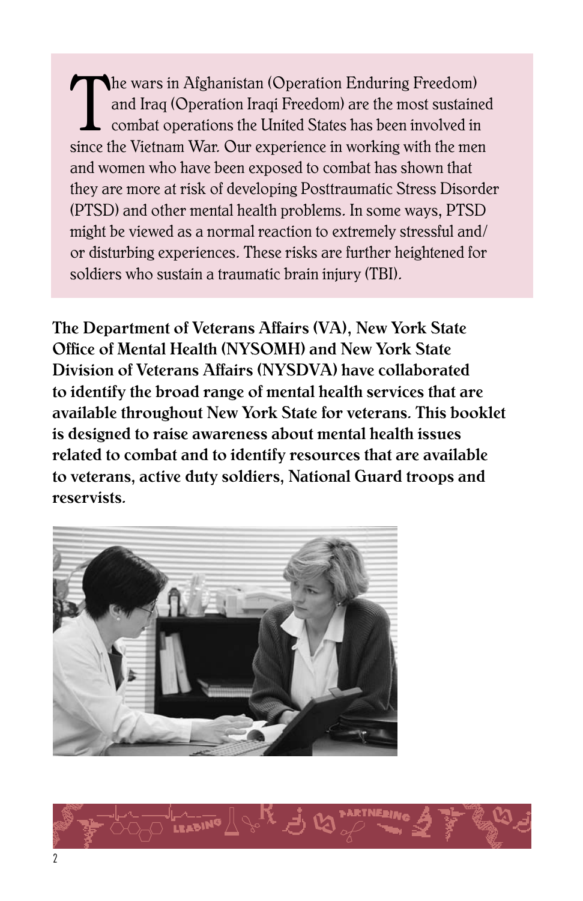The wars in Afghanistan (Operation Enduring Freedom) and Iraq (Operation Iraqi Freedom) are the most sustained combat operations the United States has been involved in since the Vietnam War. Our experience in working with the men and women who have been exposed to combat has shown that they are more at risk of developing Posttraumatic Stress Disorder (PTSD) and other mental health problems. In some ways, PTSD might be viewed as a normal reaction to extremely stressful and/or disturbing experiences. These risks are further heightened for soldiers who sustain a traumatic brain injury (TBI).

**The Department of Veterans Affairs (VA), New York State Office of Mental Health (NYSOMH) and New York State Division of Veterans Affairs (NYSDVA) have collaborated to identify the broad range of mental health services that are available throughout New York State for veterans. This booklet is designed to raise awareness about mental health issues related to combat and to identify resources that are available to veterans, active duty soldiers, National Guard troops and reservists.**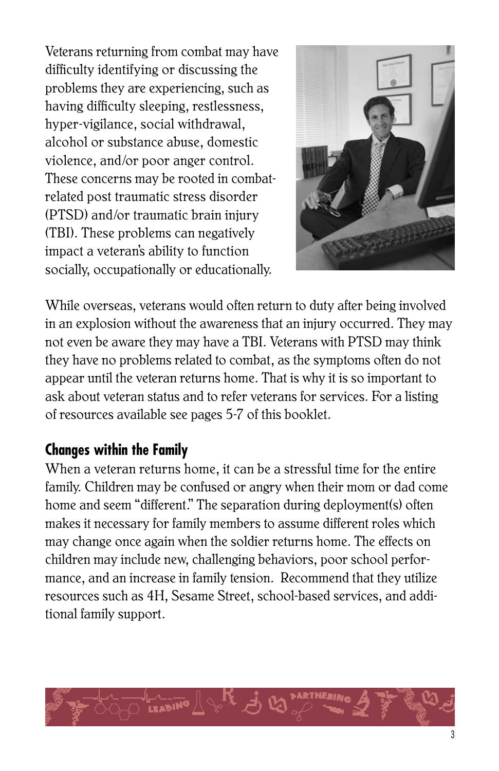Veterans returning from combat may have difficulty identifying or discussing the problems they are experiencing, such as having difficulty sleeping, restlessness, hyper-vigilance, social withdrawal, alcohol or substance abuse, domestic violence, and/or poor anger control. These concerns may be rooted in combat-related post traumatic stress disorder (PTSD) and/or traumatic brain injury (TBI). These problems can negatively impact a veteran's ability to function socially, occupationally or educationally.

While overseas, veterans would often return to duty after being involved in an explosion without the awareness that an injury occurred. They may not even be aware they may have a TBI. Veterans with PTSD may think they have no problems related to combat, as the symptoms often do not appear until the veteran returns home. That is why it is so important to ask about veteran status and to refer veterans for services. For a listing of resources available see pages 5-7 of this booklet.

## Changes within the Family

When a veteran returns home, it can be a stressful time for the entire family. Children may be confused or angry when their mom or dad come home and seem "different." The separation during deployment(s) often makes it necessary for family members to assume different roles which may change once again when the soldier returns home. The effects on children may include new, challenging behaviors, poor school performance, and an increase in family tension. Recommend that they utilize resources such as 4H, Sesame Street, school-based services, and additional family support.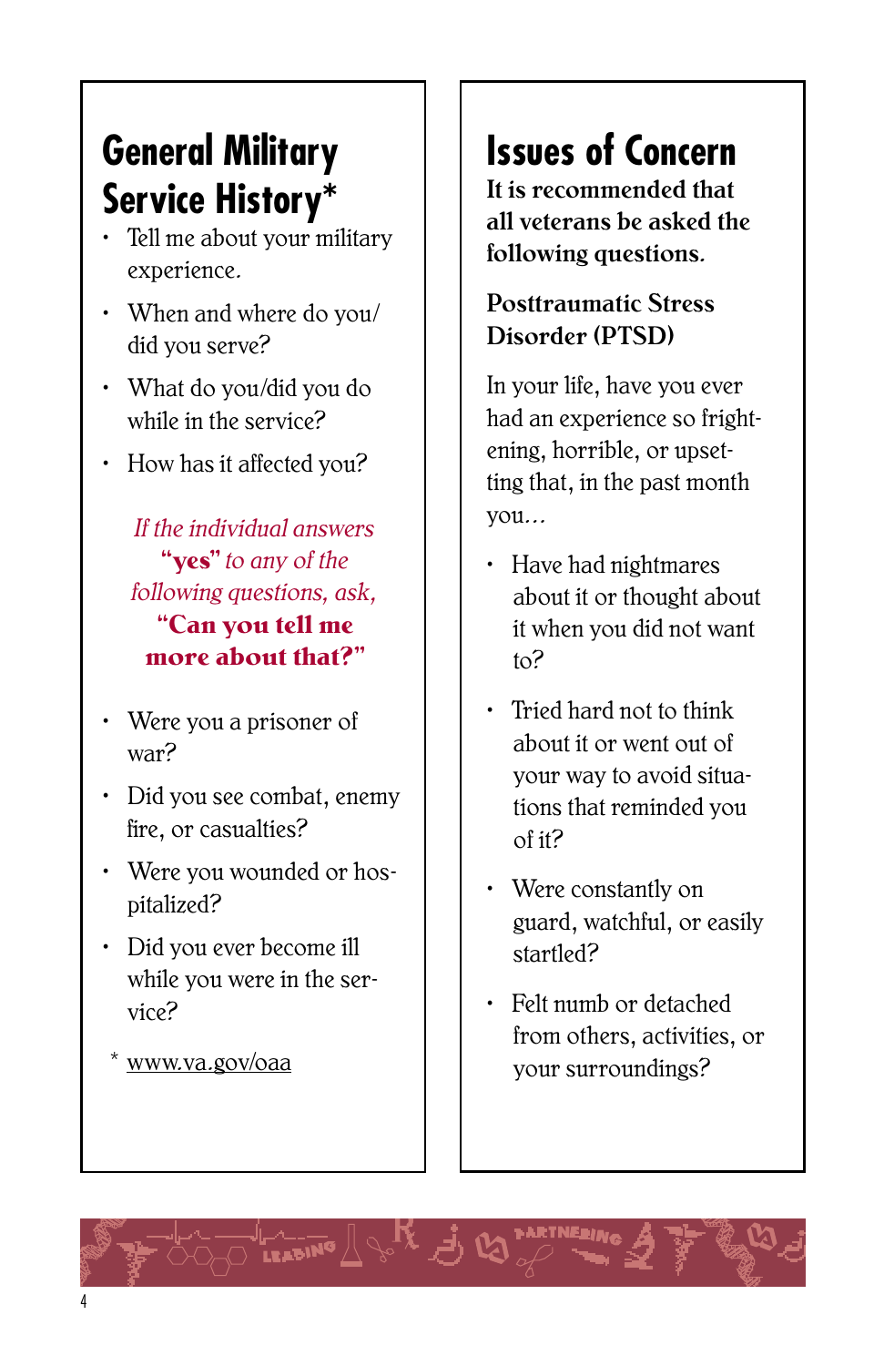## General Military Service History*

- Tell me about your military experience.
- When and where do you/did you serve?
- What do you/did you do while in the service?
- How has it affected you?

*If the individual answers* **"yes"** *to any of the following questions, ask,* **"Can you tell me more about that?"**

- Were you a prisoner of war?
- Did you see combat, enemy fire, or casualties?
- Were you wounded or hospitalized?
- Did you ever become ill while you were in the service?

\* www.va.gov/oaa

## Issues of Concern

**It is recommended that all veterans be asked the following questions.**

### Posttraumatic Stress Disorder (PTSD)

In your life, have you ever had an experience so frightening, horrible, or upsetting that, in the past month you…

- Have had nightmares about it or thought about it when you did not want to?
- Tried hard not to think about it or went out of your way to avoid situations that reminded you of it?
- Were constantly on guard, watchful, or easily startled?
- Felt numb or detached from others, activities, or your surroundings?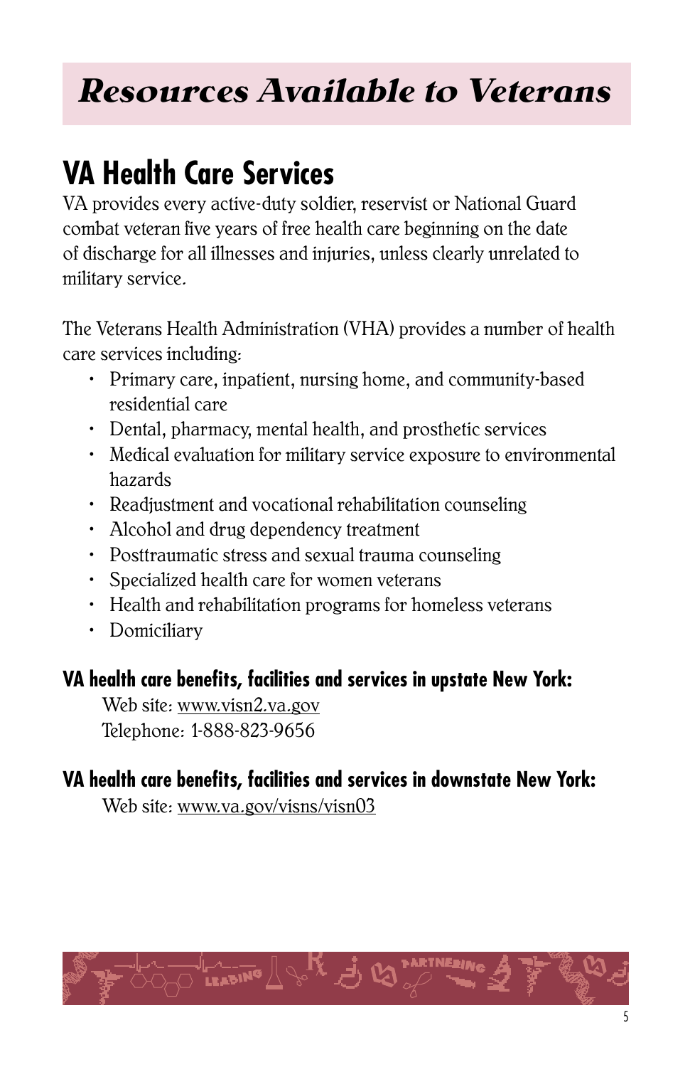# *Resources Available to Veterans*

## VA Health Care Services

VA provides every active-duty soldier, reservist or National Guard combat veteran five years of free health care beginning on the date of discharge for all illnesses and injuries, unless clearly unrelated to military service.

The Veterans Health Administration (VHA) provides a number of health care services including:

- Primary care, inpatient, nursing home, and community-based residential care
- Dental, pharmacy, mental health, and prosthetic services
- Medical evaluation for military service exposure to environmental hazards
- Readjustment and vocational rehabilitation counseling
- Alcohol and drug dependency treatment
- Posttraumatic stress and sexual trauma counseling
- Specialized health care for women veterans
- Health and rehabilitation programs for homeless veterans
- Domiciliary

### VA health care benefits, facilities and services in upstate New York:

Web site: www.visn2.va.gov
Telephone: 1-888-823-9656

### VA health care benefits, facilities and services in downstate New York:

Web site: www.va.gov/visns/visn03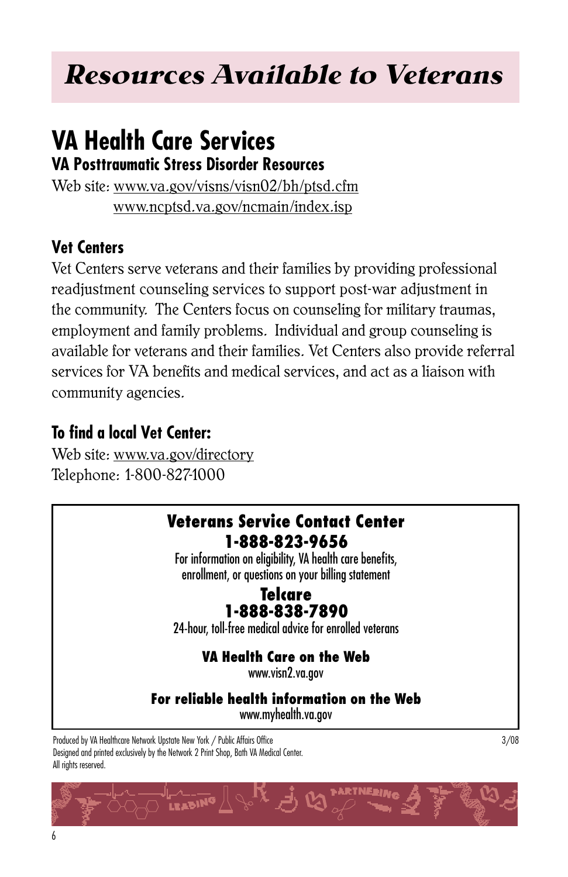# Resources Available to Veterans

## VA Health Care Services

### VA Posttraumatic Stress Disorder Resources

Web site: www.va.gov/visns/visn02/bh/ptsd.cfm
www.ncptsd.va.gov/ncmain/index.isp

### Vet Centers

Vet Centers serve veterans and their families by providing professional readjustment counseling services to support post-war adjustment in the community. The Centers focus on counseling for military traumas, employment and family problems. Individual and group counseling is available for veterans and their families. Vet Centers also provide referral services for VA benefits and medical services, and act as a liaison with community agencies.

### To find a local Vet Center:

Web site: www.va.gov/directory
Telephone: 1-800-827-1000

**Veterans Service Contact Center**
**1-888-823-9656**
For information on eligibility, VA health care benefits, enrollment, or questions on your billing statement

**Telcare**
**1-888-838-7890**
24-hour, toll-free medical advice for enrolled veterans

**VA Health Care on the Web**
www.visn2.va.gov

**For reliable health information on the Web**
www.myhealth.va.gov

Produced by VA Healthcare Network Upstate New York / Public Affairs Office
Designed and printed exclusively by the Network 2 Print Shop, Bath VA Medical Center.
All rights reserved.

3/08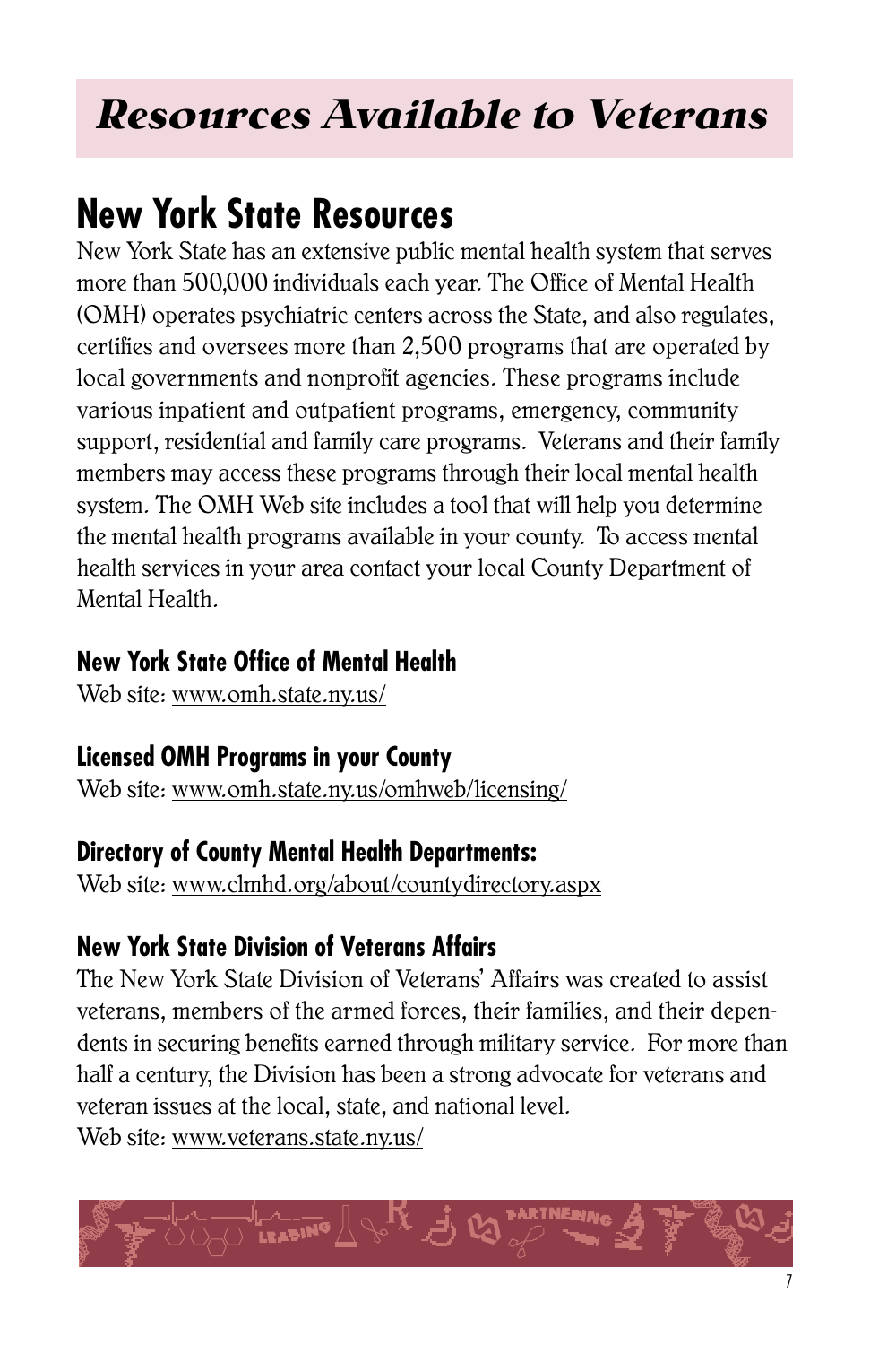# Resources Available to Veterans

## New York State Resources

New York State has an extensive public mental health system that serves more than 500,000 individuals each year. The Office of Mental Health (OMH) operates psychiatric centers across the State, and also regulates, certifies and oversees more than 2,500 programs that are operated by local governments and nonprofit agencies. These programs include various inpatient and outpatient programs, emergency, community support, residential and family care programs. Veterans and their family members may access these programs through their local mental health system. The OMH Web site includes a tool that will help you determine the mental health programs available in your county. To access mental health services in your area contact your local County Department of Mental Health.

### New York State Office of Mental Health

Web site: www.omh.state.ny.us/

### Licensed OMH Programs in your County

Web site: www.omh.state.ny.us/omhweb/licensing/

### Directory of County Mental Health Departments:

Web site: www.clmhd.org/about/countydirectory.aspx

### New York State Division of Veterans Affairs

The New York State Division of Veterans' Affairs was created to assist veterans, members of the armed forces, their families, and their dependents in securing benefits earned through military service. For more than half a century, the Division has been a strong advocate for veterans and veteran issues at the local, state, and national level.

Web site: www.veterans.state.ny.us/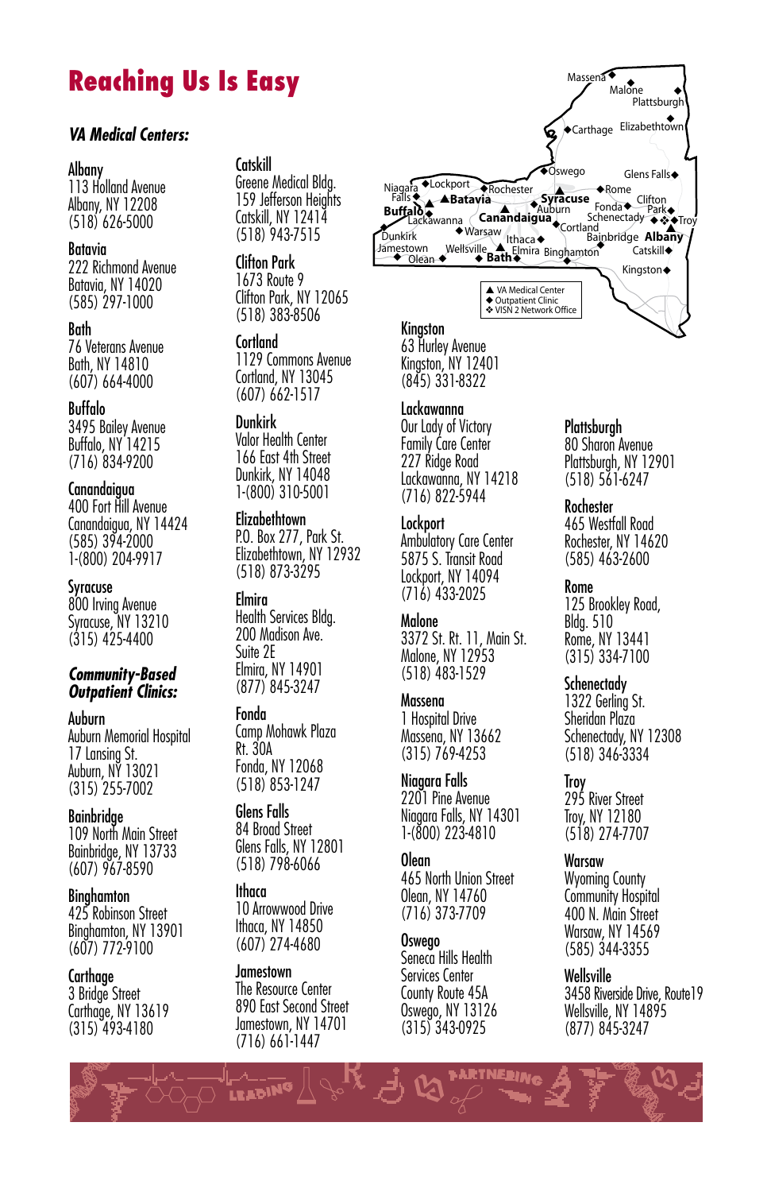# Reaching Us Is Easy

### *VA Medical Centers:*

**Albany**
113 Holland Avenue
Albany, NY 12208
(518) 626-5000

**Batavia**
222 Richmond Avenue
Batavia, NY 14020
(585) 297-1000

**Bath**
76 Veterans Avenue
Bath, NY 14810
(607) 664-4000

**Buffalo**
3495 Bailey Avenue
Buffalo, NY 14215
(716) 834-9200

**Canandaigua**
400 Fort Hill Avenue
Canandaigua, NY 14424
(585) 394-2000
1-(800) 204-9917

**Syracuse**
800 Irving Avenue
Syracuse, NY 13210
(315) 425-4400

### *Community-Based Outpatient Clinics:*

**Auburn**
Auburn Memorial Hospital
17 Lansing St.
Auburn, NY 13021
(315) 255-7002

**Bainbridge**
109 North Main Street
Bainbridge, NY 13733
(607) 967-8590

**Binghamton**
425 Robinson Street
Binghamton, NY 13901
(607) 772-9100

**Carthage**
3 Bridge Street
Carthage, NY 13619
(315) 493-4180

**Catskill**
Greene Medical Bldg.
159 Jefferson Heights
Catskill, NY 12414
(518) 943-7515

**Clifton Park**
1673 Route 9
Clifton Park, NY 12065
(518) 383-8506

**Cortland**
1129 Commons Avenue
Cortland, NY 13045
(607) 662-1517

**Dunkirk**
Valor Health Center
166 East 4th Street
Dunkirk, NY 14048
1-(800) 310-5001

**Elizabethtown**
P.O. Box 277, Park St.
Elizabethtown, NY 12932
(518) 873-3295

**Elmira**
Health Services Bldg.
200 Madison Ave.
Suite 2E
Elmira, NY 14901
(877) 845-3247

**Fonda**
Camp Mohawk Plaza
Rt. 30A
Fonda, NY 12068
(518) 853-1247

**Glens Falls**
84 Broad Street
Glens Falls, NY 12801
(518) 798-6066

**Ithaca**
10 Arrowwood Drive
Ithaca, NY 14850
(607) 274-4680

**Jamestown**
The Resource Center
890 East Second Street
Jamestown, NY 14701
(716) 661-1447

Massena
Malone
Plattsburgh
Carthage
Elizabethtown
Oswego
Glens Falls
Niagara Falls
Lockport
Rochester
Rome
Buffalo
Batavia
Syracuse
Clifton Park
Lackawanna
Canandaigua
Auburn
Fonda
Schenectady
Troy
Cortland
Dunkirk
Warsaw
Ithaca
Bainbridge
Albany
Jamestown
Wellsville
Elmira
Binghamton
Catskill
Olean
Bath
Kingston
▲ VA Medical Center
◆ Outpatient Clinic
❖ VISN 2 Network Office

**Kingston**
63 Hurley Avenue
Kingston, NY 12401
(845) 331-8322

**Lackawanna**
Our Lady of Victory
Family Care Center
227 Ridge Road
Lackawanna, NY 14218
(716) 822-5944

**Lockport**
Ambulatory Care Center
5875 S. Transit Road
Lockport, NY 14094
(716) 433-2025

**Malone**
3372 St. Rt. 11, Main St.
Malone, NY 12953
(518) 483-1529

**Massena**
1 Hospital Drive
Massena, NY 13662
(315) 769-4253

**Niagara Falls**
2201 Pine Avenue
Niagara Falls, NY 14301
1-(800) 223-4810

**Olean**
465 North Union Street
Olean, NY 14760
(716) 373-7709

**Oswego**
Seneca Hills Health
Services Center
County Route 45A
Oswego, NY 13126
(315) 343-0925

**Plattsburgh**
80 Sharon Avenue
Plattsburgh, NY 12901
(518) 561-6247

**Rochester**
465 Westfall Road
Rochester, NY 14620
(585) 463-2600

**Rome**
125 Brookley Road,
Bldg. 510
Rome, NY 13441
(315) 334-7100

**Schenectady**
1322 Gerling St.
Sheridan Plaza
Schenectady, NY 12308
(518) 346-3334

**Troy**
295 River Street
Troy, NY 12180
(518) 274-7707

**Warsaw**
Wyoming County
Community Hospital
400 N. Main Street
Warsaw, NY 14569
(585) 344-3355

**Wellsville**
3458 Riverside Drive, Route19
Wellsville, NY 14895
(877) 845-3247